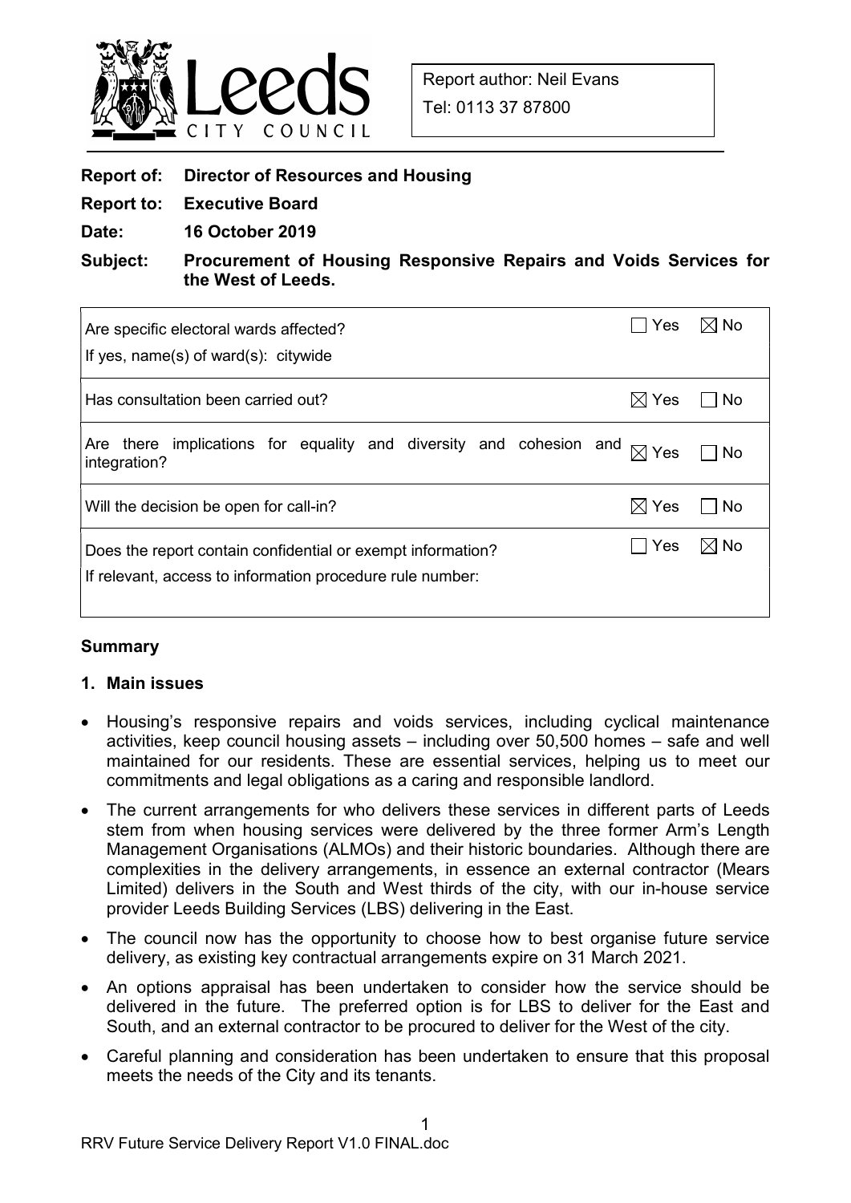Report author: Neil Evans

Tel: 0113 37 87800

**Report of: Director of Resources and Housing**

**Report to: Executive Board**

**Date: 16 October 2019**

**Subject: Procurement of Housing Responsive Repairs and Voids Services for the West of Leeds.**

| | |
|---|---|
| Are specific electoral wards affected?<br>If yes, name(s) of ward(s): citywide | ☐ Yes ☒ No |
| Has consultation been carried out? | ☒ Yes ☐ No |
| Are there implications for equality and diversity and cohesion and integration? | ☒ Yes ☐ No |
| Will the decision be open for call-in? | ☒ Yes ☐ No |
| Does the report contain confidential or exempt information?<br>If relevant, access to information procedure rule number: | ☐ Yes ☒ No |

## Summary

### 1. Main issues

- Housing's responsive repairs and voids services, including cyclical maintenance activities, keep council housing assets – including over 50,500 homes – safe and well maintained for our residents. These are essential services, helping us to meet our commitments and legal obligations as a caring and responsible landlord.
- The current arrangements for who delivers these services in different parts of Leeds stem from when housing services were delivered by the three former Arm's Length Management Organisations (ALMOs) and their historic boundaries. Although there are complexities in the delivery arrangements, in essence an external contractor (Mears Limited) delivers in the South and West thirds of the city, with our in-house service provider Leeds Building Services (LBS) delivering in the East.
- The council now has the opportunity to choose how to best organise future service delivery, as existing key contractual arrangements expire on 31 March 2021.
- An options appraisal has been undertaken to consider how the service should be delivered in the future. The preferred option is for LBS to deliver for the East and South, and an external contractor to be procured to deliver for the West of the city.
- Careful planning and consideration has been undertaken to ensure that this proposal meets the needs of the City and its tenants.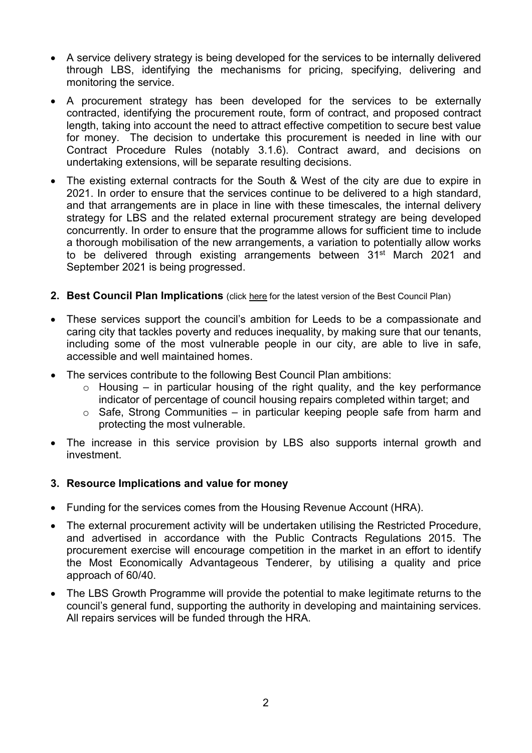- A service delivery strategy is being developed for the services to be internally delivered through LBS, identifying the mechanisms for pricing, specifying, delivering and monitoring the service.
- A procurement strategy has been developed for the services to be externally contracted, identifying the procurement route, form of contract, and proposed contract length, taking into account the need to attract effective competition to secure best value for money. The decision to undertake this procurement is needed in line with our Contract Procedure Rules (notably 3.1.6). Contract award, and decisions on undertaking extensions, will be separate resulting decisions.
- The existing external contracts for the South & West of the city are due to expire in 2021. In order to ensure that the services continue to be delivered to a high standard, and that arrangements are in place in line with these timescales, the internal delivery strategy for LBS and the related external procurement strategy are being developed concurrently. In order to ensure that the programme allows for sufficient time to include a thorough mobilisation of the new arrangements, a variation to potentially allow works to be delivered through existing arrangements between 31st March 2021 and September 2021 is being progressed.

## 2. Best Council Plan Implications (click here for the latest version of the Best Council Plan)

- These services support the council's ambition for Leeds to be a compassionate and caring city that tackles poverty and reduces inequality, by making sure that our tenants, including some of the most vulnerable people in our city, are able to live in safe, accessible and well maintained homes.
- The services contribute to the following Best Council Plan ambitions:
  - Housing – in particular housing of the right quality, and the key performance indicator of percentage of council housing repairs completed within target; and
  - Safe, Strong Communities – in particular keeping people safe from harm and protecting the most vulnerable.
- The increase in this service provision by LBS also supports internal growth and investment.

## 3. Resource Implications and value for money

- Funding for the services comes from the Housing Revenue Account (HRA).
- The external procurement activity will be undertaken utilising the Restricted Procedure, and advertised in accordance with the Public Contracts Regulations 2015. The procurement exercise will encourage competition in the market in an effort to identify the Most Economically Advantageous Tenderer, by utilising a quality and price approach of 60/40.
- The LBS Growth Programme will provide the potential to make legitimate returns to the council's general fund, supporting the authority in developing and maintaining services. All repairs services will be funded through the HRA.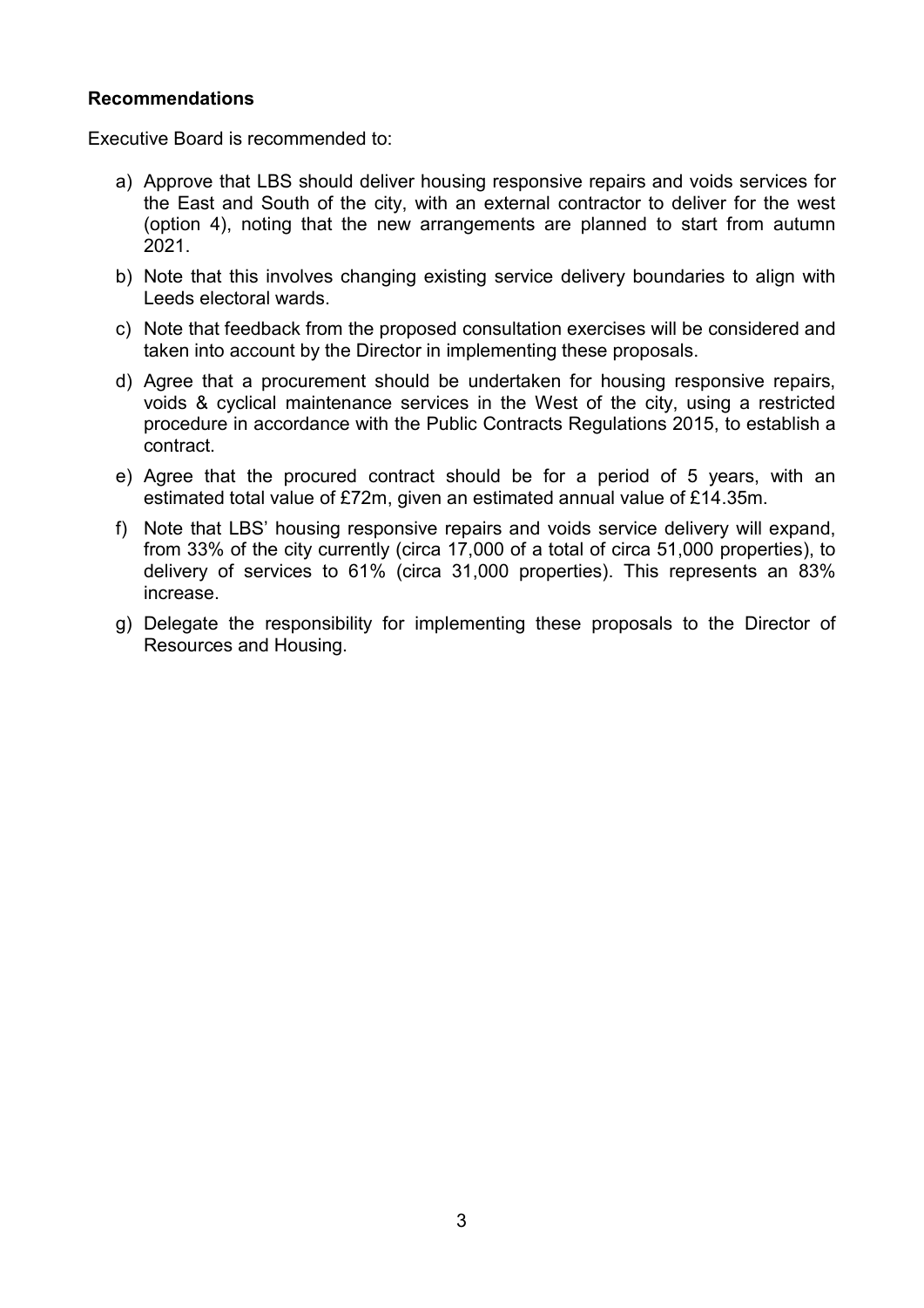**Recommendations**

Executive Board is recommended to:

a) Approve that LBS should deliver housing responsive repairs and voids services for the East and South of the city, with an external contractor to deliver for the west (option 4), noting that the new arrangements are planned to start from autumn 2021.

b) Note that this involves changing existing service delivery boundaries to align with Leeds electoral wards.

c) Note that feedback from the proposed consultation exercises will be considered and taken into account by the Director in implementing these proposals.

d) Agree that a procurement should be undertaken for housing responsive repairs, voids & cyclical maintenance services in the West of the city, using a restricted procedure in accordance with the Public Contracts Regulations 2015, to establish a contract.

e) Agree that the procured contract should be for a period of 5 years, with an estimated total value of £72m, given an estimated annual value of £14.35m.

f) Note that LBS' housing responsive repairs and voids service delivery will expand, from 33% of the city currently (circa 17,000 of a total of circa 51,000 properties), to delivery of services to 61% (circa 31,000 properties). This represents an 83% increase.

g) Delegate the responsibility for implementing these proposals to the Director of Resources and Housing.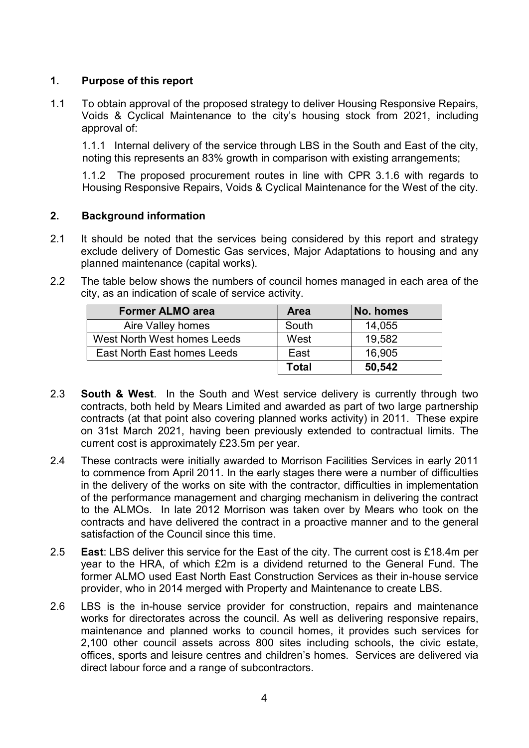## 1. Purpose of this report

1.1 To obtain approval of the proposed strategy to deliver Housing Responsive Repairs, Voids & Cyclical Maintenance to the city's housing stock from 2021, including approval of:

1.1.1 Internal delivery of the service through LBS in the South and East of the city, noting this represents an 83% growth in comparison with existing arrangements;

1.1.2 The proposed procurement routes in line with CPR 3.1.6 with regards to Housing Responsive Repairs, Voids & Cyclical Maintenance for the West of the city.

## 2. Background information

2.1 It should be noted that the services being considered by this report and strategy exclude delivery of Domestic Gas services, Major Adaptations to housing and any planned maintenance (capital works).

2.2 The table below shows the numbers of council homes managed in each area of the city, as an indication of scale of service activity.

| Former ALMO area | Area | No. homes |
|---|---|---|
| Aire Valley homes | South | 14,055 |
| West North West homes Leeds | West | 19,582 |
| East North East homes Leeds | East | 16,905 |
| | **Total** | **50,542** |

2.3 **South & West**. In the South and West service delivery is currently through two contracts, both held by Mears Limited and awarded as part of two large partnership contracts (at that point also covering planned works activity) in 2011. These expire on 31st March 2021, having been previously extended to contractual limits. The current cost is approximately £23.5m per year.

2.4 These contracts were initially awarded to Morrison Facilities Services in early 2011 to commence from April 2011. In the early stages there were a number of difficulties in the delivery of the works on site with the contractor, difficulties in implementation of the performance management and charging mechanism in delivering the contract to the ALMOs. In late 2012 Morrison was taken over by Mears who took on the contracts and have delivered the contract in a proactive manner and to the general satisfaction of the Council since this time.

2.5 **East**: LBS deliver this service for the East of the city. The current cost is £18.4m per year to the HRA, of which £2m is a dividend returned to the General Fund. The former ALMO used East North East Construction Services as their in-house service provider, who in 2014 merged with Property and Maintenance to create LBS.

2.6 LBS is the in-house service provider for construction, repairs and maintenance works for directorates across the council. As well as delivering responsive repairs, maintenance and planned works to council homes, it provides such services for 2,100 other council assets across 800 sites including schools, the civic estate, offices, sports and leisure centres and children's homes. Services are delivered via direct labour force and a range of subcontractors.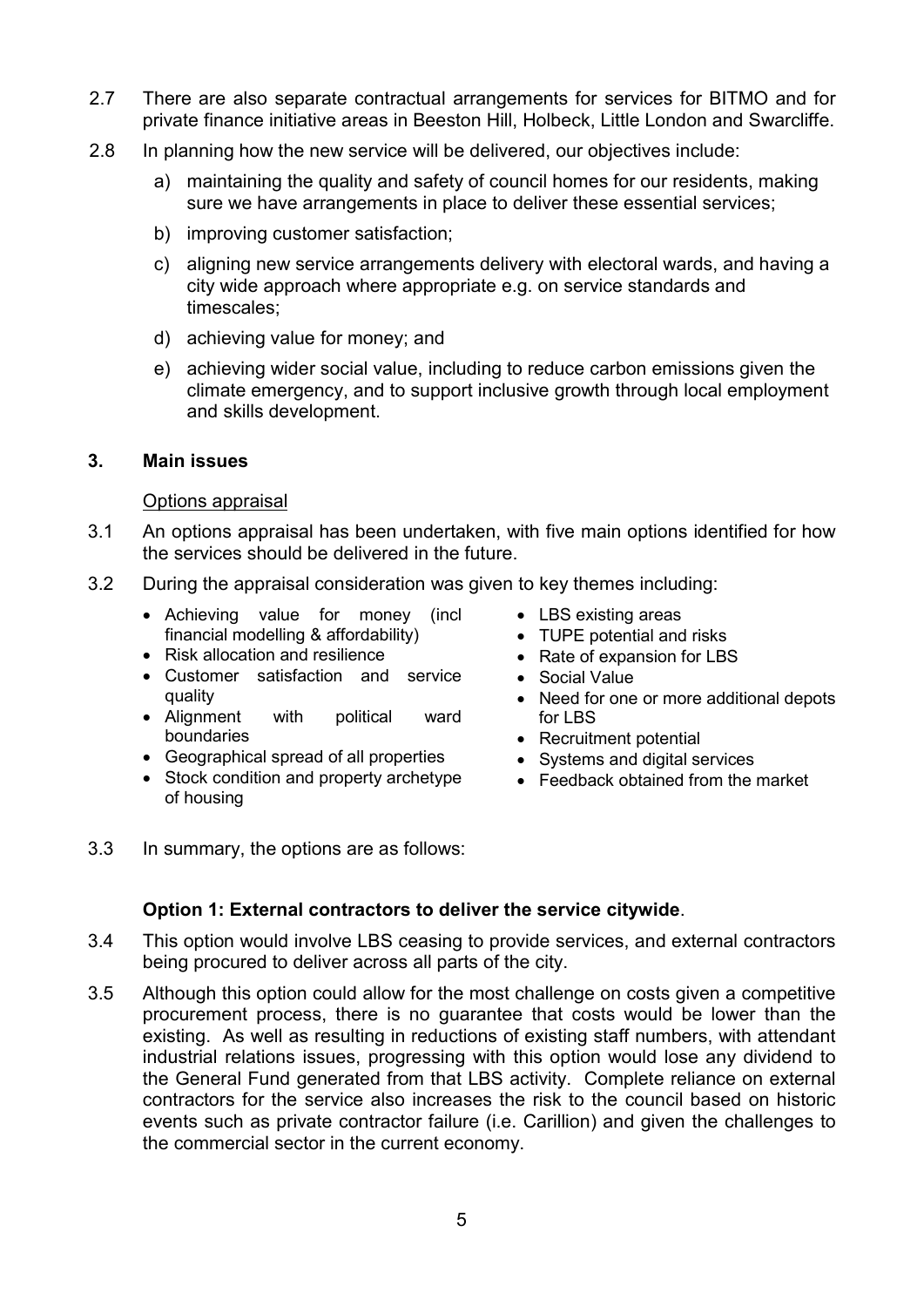2.7 There are also separate contractual arrangements for services for BITMO and for private finance initiative areas in Beeston Hill, Holbeck, Little London and Swarcliffe.

2.8 In planning how the new service will be delivered, our objectives include:

a) maintaining the quality and safety of council homes for our residents, making sure we have arrangements in place to deliver these essential services;

b) improving customer satisfaction;

c) aligning new service arrangements delivery with electoral wards, and having a city wide approach where appropriate e.g. on service standards and timescales;

d) achieving value for money; and

e) achieving wider social value, including to reduce carbon emissions given the climate emergency, and to support inclusive growth through local employment and skills development.

## 3. Main issues

Options appraisal

3.1 An options appraisal has been undertaken, with five main options identified for how the services should be delivered in the future.

3.2 During the appraisal consideration was given to key themes including:

- Achieving value for money (incl financial modelling & affordability)
- Risk allocation and resilience
- Customer satisfaction and service quality
- Alignment with political ward boundaries
- Geographical spread of all properties
- Stock condition and property archetype of housing
- LBS existing areas
- TUPE potential and risks
- Rate of expansion for LBS
- Social Value
- Need for one or more additional depots for LBS
- Recruitment potential
- Systems and digital services
- Feedback obtained from the market

3.3 In summary, the options are as follows:

**Option 1: External contractors to deliver the service citywide**.

3.4 This option would involve LBS ceasing to provide services, and external contractors being procured to deliver across all parts of the city.

3.5 Although this option could allow for the most challenge on costs given a competitive procurement process, there is no guarantee that costs would be lower than the existing. As well as resulting in reductions of existing staff numbers, with attendant industrial relations issues, progressing with this option would lose any dividend to the General Fund generated from that LBS activity. Complete reliance on external contractors for the service also increases the risk to the council based on historic events such as private contractor failure (i.e. Carillion) and given the challenges to the commercial sector in the current economy.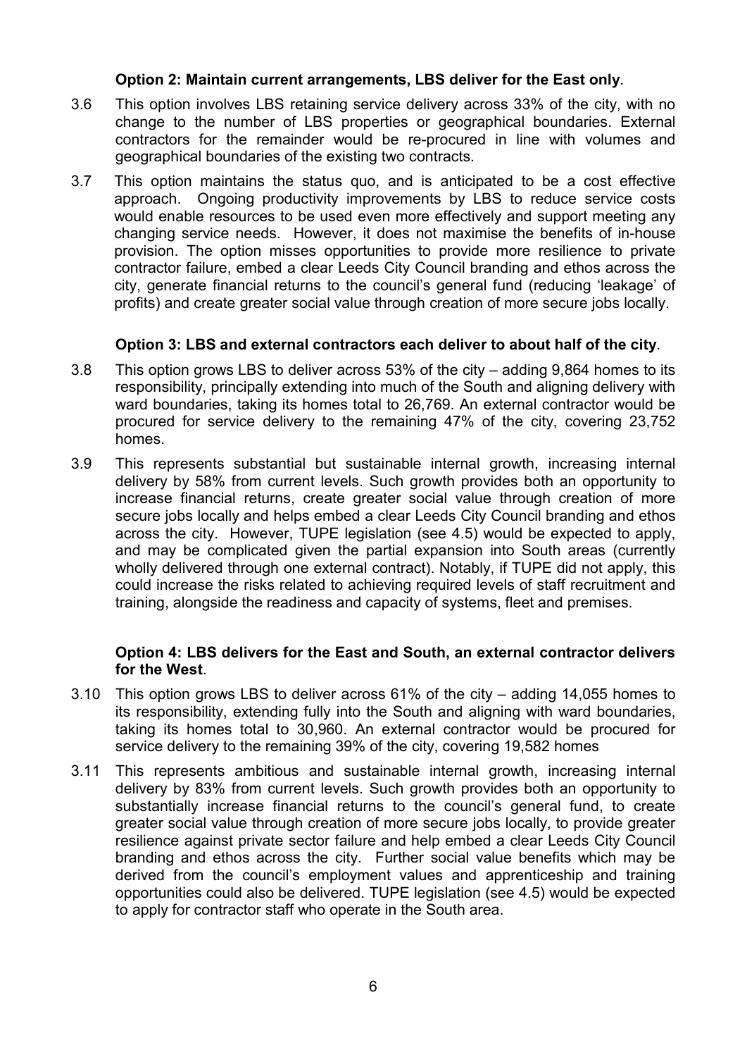**Option 2: Maintain current arrangements, LBS deliver for the East only**.

3.6 This option involves LBS retaining service delivery across 33% of the city, with no change to the number of LBS properties or geographical boundaries. External contractors for the remainder would be re-procured in line with volumes and geographical boundaries of the existing two contracts.

3.7 This option maintains the status quo, and is anticipated to be a cost effective approach. Ongoing productivity improvements by LBS to reduce service costs would enable resources to be used even more effectively and support meeting any changing service needs. However, it does not maximise the benefits of in-house provision. The option misses opportunities to provide more resilience to private contractor failure, embed a clear Leeds City Council branding and ethos across the city, generate financial returns to the council's general fund (reducing 'leakage' of profits) and create greater social value through creation of more secure jobs locally.

**Option 3: LBS and external contractors each deliver to about half of the city**.

3.8 This option grows LBS to deliver across 53% of the city – adding 9,864 homes to its responsibility, principally extending into much of the South and aligning delivery with ward boundaries, taking its homes total to 26,769. An external contractor would be procured for service delivery to the remaining 47% of the city, covering 23,752 homes.

3.9 This represents substantial but sustainable internal growth, increasing internal delivery by 58% from current levels. Such growth provides both an opportunity to increase financial returns, create greater social value through creation of more secure jobs locally and helps embed a clear Leeds City Council branding and ethos across the city. However, TUPE legislation (see 4.5) would be expected to apply, and may be complicated given the partial expansion into South areas (currently wholly delivered through one external contract). Notably, if TUPE did not apply, this could increase the risks related to achieving required levels of staff recruitment and training, alongside the readiness and capacity of systems, fleet and premises.

**Option 4: LBS delivers for the East and South, an external contractor delivers for the West**.

3.10 This option grows LBS to deliver across 61% of the city – adding 14,055 homes to its responsibility, extending fully into the South and aligning with ward boundaries, taking its homes total to 30,960. An external contractor would be procured for service delivery to the remaining 39% of the city, covering 19,582 homes

3.11 This represents ambitious and sustainable internal growth, increasing internal delivery by 83% from current levels. Such growth provides both an opportunity to substantially increase financial returns to the council's general fund, to create greater social value through creation of more secure jobs locally, to provide greater resilience against private sector failure and help embed a clear Leeds City Council branding and ethos across the city. Further social value benefits which may be derived from the council's employment values and apprenticeship and training opportunities could also be delivered. TUPE legislation (see 4.5) would be expected to apply for contractor staff who operate in the South area.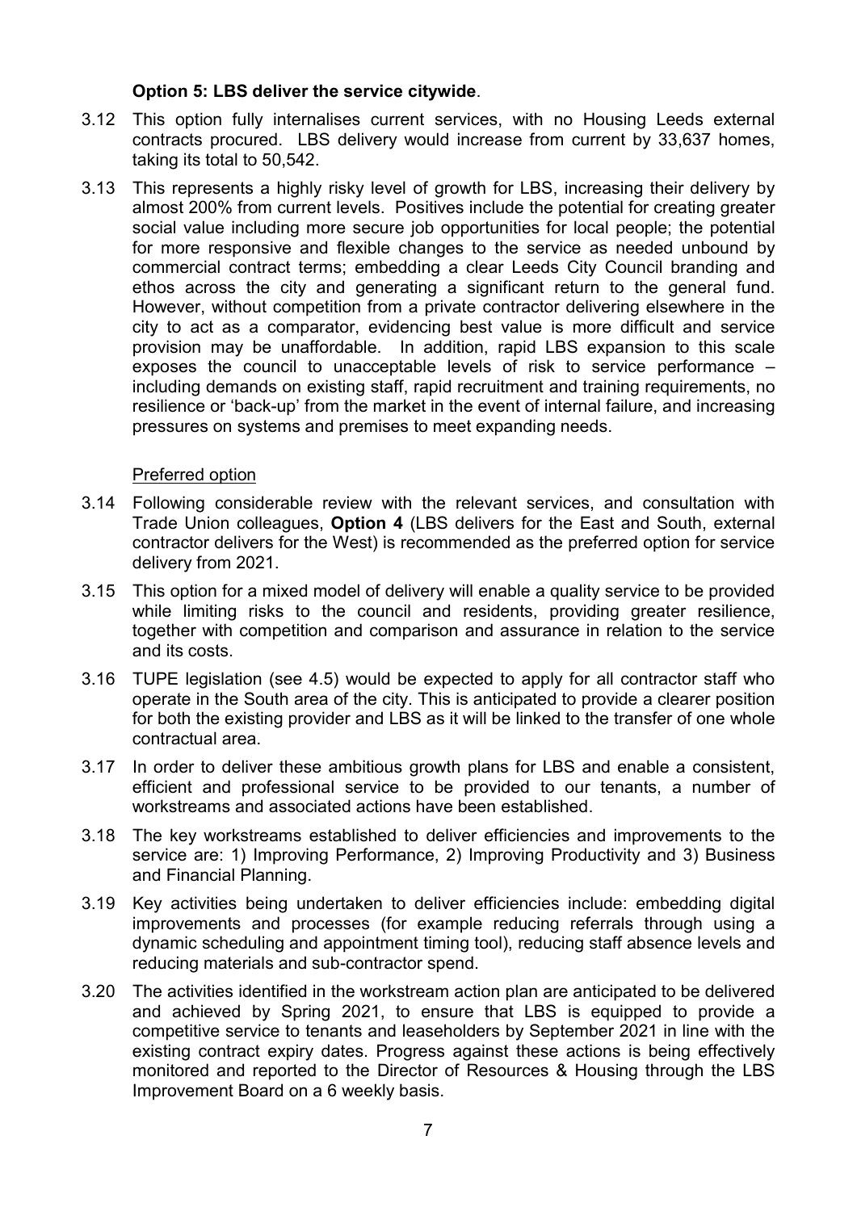**Option 5: LBS deliver the service citywide**.

3.12 This option fully internalises current services, with no Housing Leeds external contracts procured. LBS delivery would increase from current by 33,637 homes, taking its total to 50,542.

3.13 This represents a highly risky level of growth for LBS, increasing their delivery by almost 200% from current levels. Positives include the potential for creating greater social value including more secure job opportunities for local people; the potential for more responsive and flexible changes to the service as needed unbound by commercial contract terms; embedding a clear Leeds City Council branding and ethos across the city and generating a significant return to the general fund. However, without competition from a private contractor delivering elsewhere in the city to act as a comparator, evidencing best value is more difficult and service provision may be unaffordable. In addition, rapid LBS expansion to this scale exposes the council to unacceptable levels of risk to service performance – including demands on existing staff, rapid recruitment and training requirements, no resilience or 'back-up' from the market in the event of internal failure, and increasing pressures on systems and premises to meet expanding needs.

Preferred option

3.14 Following considerable review with the relevant services, and consultation with Trade Union colleagues, **Option 4** (LBS delivers for the East and South, external contractor delivers for the West) is recommended as the preferred option for service delivery from 2021.

3.15 This option for a mixed model of delivery will enable a quality service to be provided while limiting risks to the council and residents, providing greater resilience, together with competition and comparison and assurance in relation to the service and its costs.

3.16 TUPE legislation (see 4.5) would be expected to apply for all contractor staff who operate in the South area of the city. This is anticipated to provide a clearer position for both the existing provider and LBS as it will be linked to the transfer of one whole contractual area.

3.17 In order to deliver these ambitious growth plans for LBS and enable a consistent, efficient and professional service to be provided to our tenants, a number of workstreams and associated actions have been established.

3.18 The key workstreams established to deliver efficiencies and improvements to the service are: 1) Improving Performance, 2) Improving Productivity and 3) Business and Financial Planning.

3.19 Key activities being undertaken to deliver efficiencies include: embedding digital improvements and processes (for example reducing referrals through using a dynamic scheduling and appointment timing tool), reducing staff absence levels and reducing materials and sub-contractor spend.

3.20 The activities identified in the workstream action plan are anticipated to be delivered and achieved by Spring 2021, to ensure that LBS is equipped to provide a competitive service to tenants and leaseholders by September 2021 in line with the existing contract expiry dates. Progress against these actions is being effectively monitored and reported to the Director of Resources & Housing through the LBS Improvement Board on a 6 weekly basis.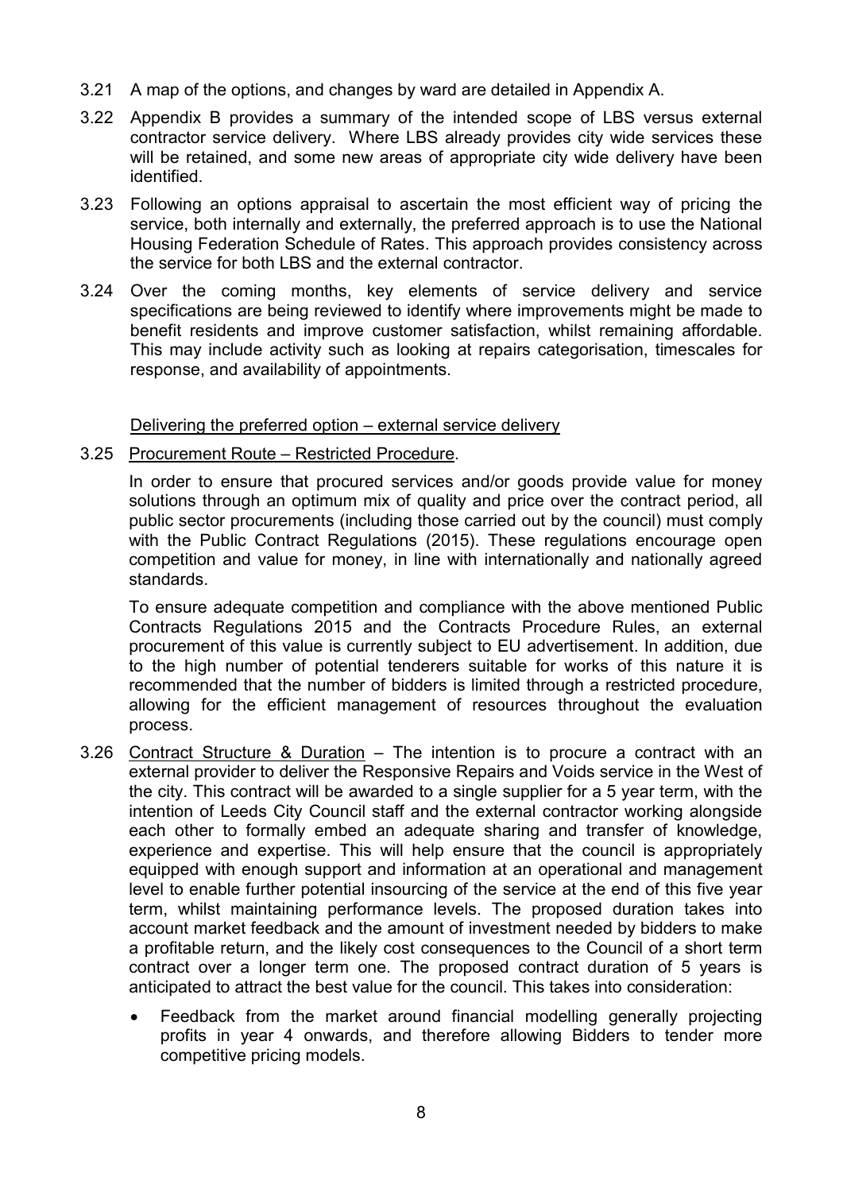3.21 A map of the options, and changes by ward are detailed in Appendix A.

3.22 Appendix B provides a summary of the intended scope of LBS versus external contractor service delivery. Where LBS already provides city wide services these will be retained, and some new areas of appropriate city wide delivery have been identified.

3.23 Following an options appraisal to ascertain the most efficient way of pricing the service, both internally and externally, the preferred approach is to use the National Housing Federation Schedule of Rates. This approach provides consistency across the service for both LBS and the external contractor.

3.24 Over the coming months, key elements of service delivery and service specifications are being reviewed to identify where improvements might be made to benefit residents and improve customer satisfaction, whilst remaining affordable. This may include activity such as looking at repairs categorisation, timescales for response, and availability of appointments.

<u>Delivering the preferred option – external service delivery</u>

3.25 <u>Procurement Route – Restricted Procedure</u>.

In order to ensure that procured services and/or goods provide value for money solutions through an optimum mix of quality and price over the contract period, all public sector procurements (including those carried out by the council) must comply with the Public Contract Regulations (2015). These regulations encourage open competition and value for money, in line with internationally and nationally agreed standards.

To ensure adequate competition and compliance with the above mentioned Public Contracts Regulations 2015 and the Contracts Procedure Rules, an external procurement of this value is currently subject to EU advertisement. In addition, due to the high number of potential tenderers suitable for works of this nature it is recommended that the number of bidders is limited through a restricted procedure, allowing for the efficient management of resources throughout the evaluation process.

3.26 <u>Contract Structure & Duration</u> – The intention is to procure a contract with an external provider to deliver the Responsive Repairs and Voids service in the West of the city. This contract will be awarded to a single supplier for a 5 year term, with the intention of Leeds City Council staff and the external contractor working alongside each other to formally embed an adequate sharing and transfer of knowledge, experience and expertise. This will help ensure that the council is appropriately equipped with enough support and information at an operational and management level to enable further potential insourcing of the service at the end of this five year term, whilst maintaining performance levels. The proposed duration takes into account market feedback and the amount of investment needed by bidders to make a profitable return, and the likely cost consequences to the Council of a short term contract over a longer term one. The proposed contract duration of 5 years is anticipated to attract the best value for the council. This takes into consideration:

- Feedback from the market around financial modelling generally projecting profits in year 4 onwards, and therefore allowing Bidders to tender more competitive pricing models.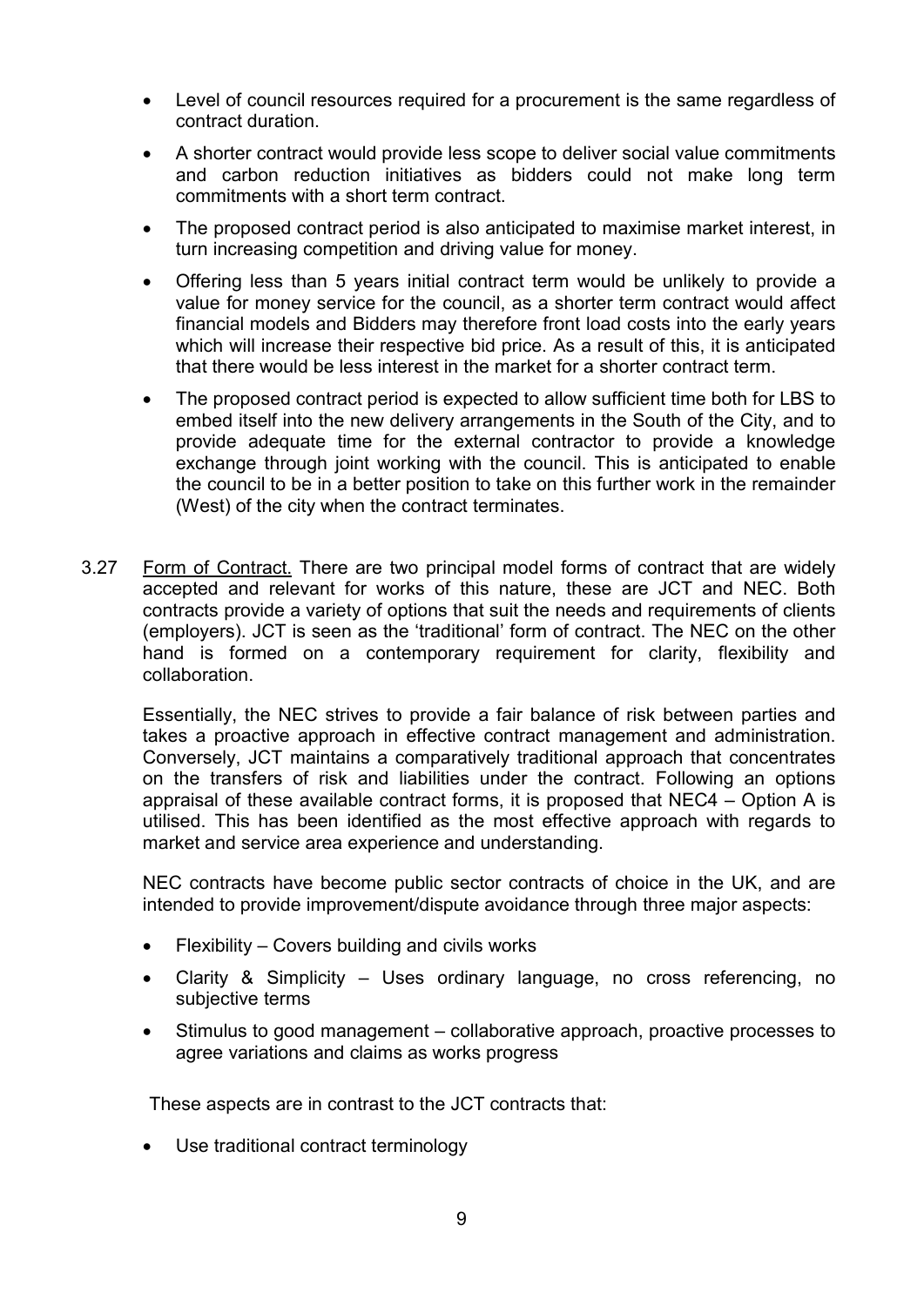- Level of council resources required for a procurement is the same regardless of contract duration.
- A shorter contract would provide less scope to deliver social value commitments and carbon reduction initiatives as bidders could not make long term commitments with a short term contract.
- The proposed contract period is also anticipated to maximise market interest, in turn increasing competition and driving value for money.
- Offering less than 5 years initial contract term would be unlikely to provide a value for money service for the council, as a shorter term contract would affect financial models and Bidders may therefore front load costs into the early years which will increase their respective bid price. As a result of this, it is anticipated that there would be less interest in the market for a shorter contract term.
- The proposed contract period is expected to allow sufficient time both for LBS to embed itself into the new delivery arrangements in the South of the City, and to provide adequate time for the external contractor to provide a knowledge exchange through joint working with the council. This is anticipated to enable the council to be in a better position to take on this further work in the remainder (West) of the city when the contract terminates.

3.27 Form of Contract. There are two principal model forms of contract that are widely accepted and relevant for works of this nature, these are JCT and NEC. Both contracts provide a variety of options that suit the needs and requirements of clients (employers). JCT is seen as the 'traditional' form of contract. The NEC on the other hand is formed on a contemporary requirement for clarity, flexibility and collaboration.

Essentially, the NEC strives to provide a fair balance of risk between parties and takes a proactive approach in effective contract management and administration. Conversely, JCT maintains a comparatively traditional approach that concentrates on the transfers of risk and liabilities under the contract. Following an options appraisal of these available contract forms, it is proposed that NEC4 – Option A is utilised. This has been identified as the most effective approach with regards to market and service area experience and understanding.

NEC contracts have become public sector contracts of choice in the UK, and are intended to provide improvement/dispute avoidance through three major aspects:

- Flexibility – Covers building and civils works
- Clarity & Simplicity – Uses ordinary language, no cross referencing, no subjective terms
- Stimulus to good management – collaborative approach, proactive processes to agree variations and claims as works progress

These aspects are in contrast to the JCT contracts that:

- Use traditional contract terminology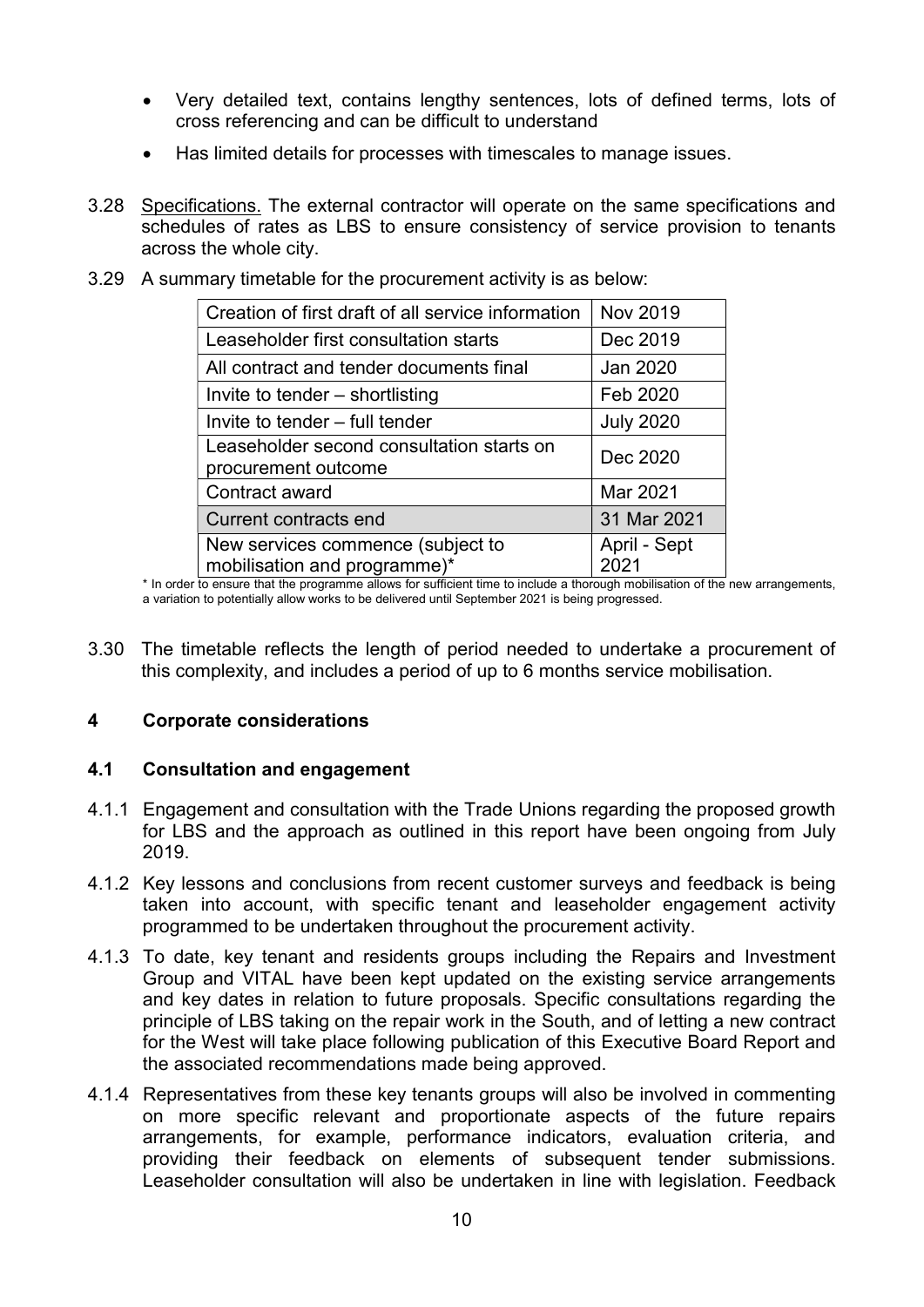- Very detailed text, contains lengthy sentences, lots of defined terms, lots of cross referencing and can be difficult to understand
- Has limited details for processes with timescales to manage issues.

3.28 Specifications. The external contractor will operate on the same specifications and schedules of rates as LBS to ensure consistency of service provision to tenants across the whole city.

3.29 A summary timetable for the procurement activity is as below:

| | |
|---|---|
| Creation of first draft of all service information | Nov 2019 |
| Leaseholder first consultation starts | Dec 2019 |
| All contract and tender documents final | Jan 2020 |
| Invite to tender – shortlisting | Feb 2020 |
| Invite to tender – full tender | July 2020 |
| Leaseholder second consultation starts on procurement outcome | Dec 2020 |
| Contract award | Mar 2021 |
| Current contracts end | 31 Mar 2021 |
| New services commence (subject to mobilisation and programme)* | April - Sept 2021 |

\* In order to ensure that the programme allows for sufficient time to include a thorough mobilisation of the new arrangements, a variation to potentially allow works to be delivered until September 2021 is being progressed.

3.30 The timetable reflects the length of period needed to undertake a procurement of this complexity, and includes a period of up to 6 months service mobilisation.

## 4 Corporate considerations

### 4.1 Consultation and engagement

4.1.1 Engagement and consultation with the Trade Unions regarding the proposed growth for LBS and the approach as outlined in this report have been ongoing from July 2019.

4.1.2 Key lessons and conclusions from recent customer surveys and feedback is being taken into account, with specific tenant and leaseholder engagement activity programmed to be undertaken throughout the procurement activity.

4.1.3 To date, key tenant and residents groups including the Repairs and Investment Group and VITAL have been kept updated on the existing service arrangements and key dates in relation to future proposals. Specific consultations regarding the principle of LBS taking on the repair work in the South, and of letting a new contract for the West will take place following publication of this Executive Board Report and the associated recommendations made being approved.

4.1.4 Representatives from these key tenants groups will also be involved in commenting on more specific relevant and proportionate aspects of the future repairs arrangements, for example, performance indicators, evaluation criteria, and providing their feedback on elements of subsequent tender submissions. Leaseholder consultation will also be undertaken in line with legislation. Feedback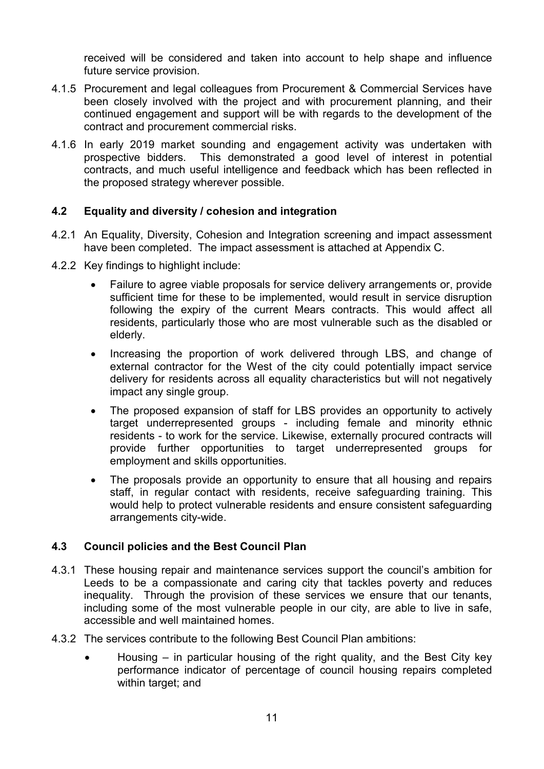received will be considered and taken into account to help shape and influence future service provision.

4.1.5 Procurement and legal colleagues from Procurement & Commercial Services have been closely involved with the project and with procurement planning, and their continued engagement and support will be with regards to the development of the contract and procurement commercial risks.

4.1.6 In early 2019 market sounding and engagement activity was undertaken with prospective bidders. This demonstrated a good level of interest in potential contracts, and much useful intelligence and feedback which has been reflected in the proposed strategy wherever possible.

## 4.2 Equality and diversity / cohesion and integration

4.2.1 An Equality, Diversity, Cohesion and Integration screening and impact assessment have been completed. The impact assessment is attached at Appendix C.

4.2.2 Key findings to highlight include:

- Failure to agree viable proposals for service delivery arrangements or, provide sufficient time for these to be implemented, would result in service disruption following the expiry of the current Mears contracts. This would affect all residents, particularly those who are most vulnerable such as the disabled or elderly.
- Increasing the proportion of work delivered through LBS, and change of external contractor for the West of the city could potentially impact service delivery for residents across all equality characteristics but will not negatively impact any single group.
- The proposed expansion of staff for LBS provides an opportunity to actively target underrepresented groups - including female and minority ethnic residents - to work for the service. Likewise, externally procured contracts will provide further opportunities to target underrepresented groups for employment and skills opportunities.
- The proposals provide an opportunity to ensure that all housing and repairs staff, in regular contact with residents, receive safeguarding training. This would help to protect vulnerable residents and ensure consistent safeguarding arrangements city-wide.

## 4.3 Council policies and the Best Council Plan

4.3.1 These housing repair and maintenance services support the council's ambition for Leeds to be a compassionate and caring city that tackles poverty and reduces inequality. Through the provision of these services we ensure that our tenants, including some of the most vulnerable people in our city, are able to live in safe, accessible and well maintained homes.

4.3.2 The services contribute to the following Best Council Plan ambitions:

- Housing – in particular housing of the right quality, and the Best City key performance indicator of percentage of council housing repairs completed within target; and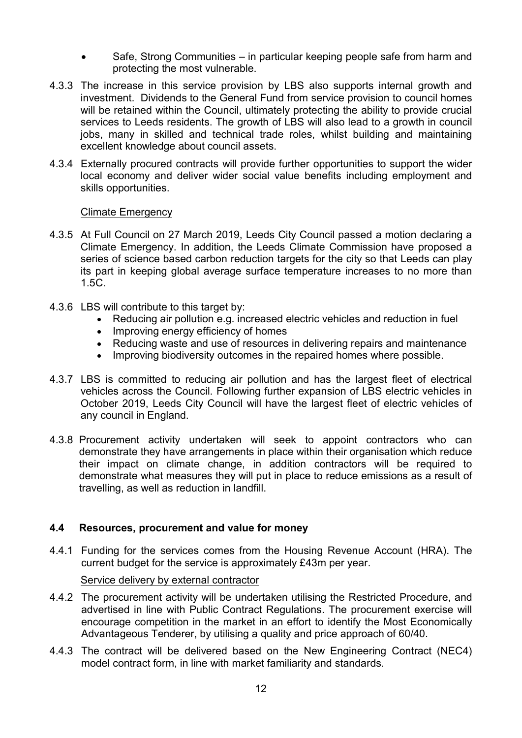- Safe, Strong Communities – in particular keeping people safe from harm and protecting the most vulnerable.

4.3.3 The increase in this service provision by LBS also supports internal growth and investment. Dividends to the General Fund from service provision to council homes will be retained within the Council, ultimately protecting the ability to provide crucial services to Leeds residents. The growth of LBS will also lead to a growth in council jobs, many in skilled and technical trade roles, whilst building and maintaining excellent knowledge about council assets.

4.3.4 Externally procured contracts will provide further opportunities to support the wider local economy and deliver wider social value benefits including employment and skills opportunities.

Climate Emergency

4.3.5 At Full Council on 27 March 2019, Leeds City Council passed a motion declaring a Climate Emergency. In addition, the Leeds Climate Commission have proposed a series of science based carbon reduction targets for the city so that Leeds can play its part in keeping global average surface temperature increases to no more than 1.5C.

4.3.6 LBS will contribute to this target by:

- Reducing air pollution e.g. increased electric vehicles and reduction in fuel
- Improving energy efficiency of homes
- Reducing waste and use of resources in delivering repairs and maintenance
- Improving biodiversity outcomes in the repaired homes where possible.

4.3.7 LBS is committed to reducing air pollution and has the largest fleet of electrical vehicles across the Council. Following further expansion of LBS electric vehicles in October 2019, Leeds City Council will have the largest fleet of electric vehicles of any council in England.

4.3.8 Procurement activity undertaken will seek to appoint contractors who can demonstrate they have arrangements in place within their organisation which reduce their impact on climate change, in addition contractors will be required to demonstrate what measures they will put in place to reduce emissions as a result of travelling, as well as reduction in landfill.

## 4.4 Resources, procurement and value for money

4.4.1 Funding for the services comes from the Housing Revenue Account (HRA). The current budget for the service is approximately £43m per year.

Service delivery by external contractor

4.4.2 The procurement activity will be undertaken utilising the Restricted Procedure, and advertised in line with Public Contract Regulations. The procurement exercise will encourage competition in the market in an effort to identify the Most Economically Advantageous Tenderer, by utilising a quality and price approach of 60/40.

4.4.3 The contract will be delivered based on the New Engineering Contract (NEC4) model contract form, in line with market familiarity and standards.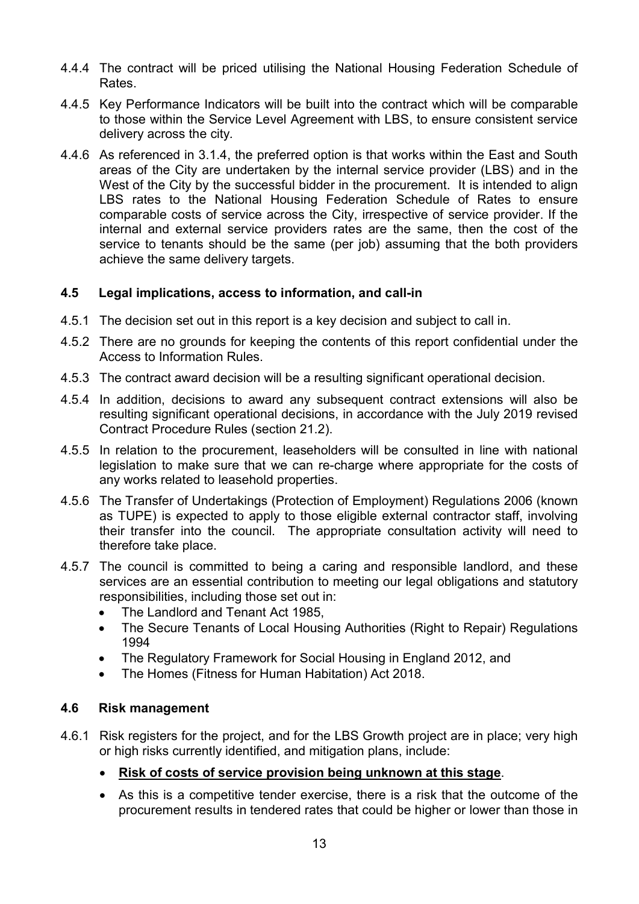4.4.4 The contract will be priced utilising the National Housing Federation Schedule of Rates.

4.4.5 Key Performance Indicators will be built into the contract which will be comparable to those within the Service Level Agreement with LBS, to ensure consistent service delivery across the city.

4.4.6 As referenced in 3.1.4, the preferred option is that works within the East and South areas of the City are undertaken by the internal service provider (LBS) and in the West of the City by the successful bidder in the procurement. It is intended to align LBS rates to the National Housing Federation Schedule of Rates to ensure comparable costs of service across the City, irrespective of service provider. If the internal and external service providers rates are the same, then the cost of the service to tenants should be the same (per job) assuming that the both providers achieve the same delivery targets.

### 4.5 Legal implications, access to information, and call-in

4.5.1 The decision set out in this report is a key decision and subject to call in.

4.5.2 There are no grounds for keeping the contents of this report confidential under the Access to Information Rules.

4.5.3 The contract award decision will be a resulting significant operational decision.

4.5.4 In addition, decisions to award any subsequent contract extensions will also be resulting significant operational decisions, in accordance with the July 2019 revised Contract Procedure Rules (section 21.2).

4.5.5 In relation to the procurement, leaseholders will be consulted in line with national legislation to make sure that we can re-charge where appropriate for the costs of any works related to leasehold properties.

4.5.6 The Transfer of Undertakings (Protection of Employment) Regulations 2006 (known as TUPE) is expected to apply to those eligible external contractor staff, involving their transfer into the council. The appropriate consultation activity will need to therefore take place.

4.5.7 The council is committed to being a caring and responsible landlord, and these services are an essential contribution to meeting our legal obligations and statutory responsibilities, including those set out in:

- The Landlord and Tenant Act 1985,
- The Secure Tenants of Local Housing Authorities (Right to Repair) Regulations 1994
- The Regulatory Framework for Social Housing in England 2012, and
- The Homes (Fitness for Human Habitation) Act 2018.

### 4.6 Risk management

4.6.1 Risk registers for the project, and for the LBS Growth project are in place; very high or high risks currently identified, and mitigation plans, include:

- **Risk of costs of service provision being unknown at this stage**.
- As this is a competitive tender exercise, there is a risk that the outcome of the procurement results in tendered rates that could be higher or lower than those in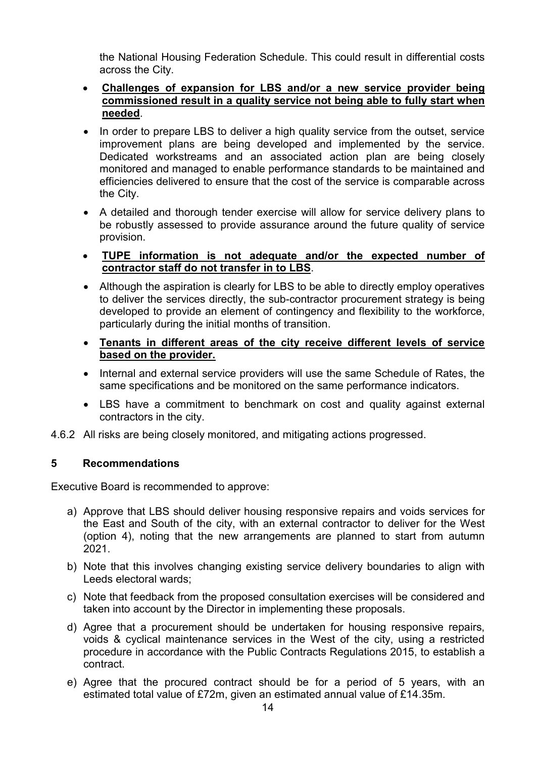the National Housing Federation Schedule. This could result in differential costs across the City.

- **Challenges of expansion for LBS and/or a new service provider being commissioned result in a quality service not being able to fully start when needed**.
- In order to prepare LBS to deliver a high quality service from the outset, service improvement plans are being developed and implemented by the service. Dedicated workstreams and an associated action plan are being closely monitored and managed to enable performance standards to be maintained and efficiencies delivered to ensure that the cost of the service is comparable across the City.
- A detailed and thorough tender exercise will allow for service delivery plans to be robustly assessed to provide assurance around the future quality of service provision.
- **TUPE information is not adequate and/or the expected number of contractor staff do not transfer in to LBS**.
- Although the aspiration is clearly for LBS to be able to directly employ operatives to deliver the services directly, the sub-contractor procurement strategy is being developed to provide an element of contingency and flexibility to the workforce, particularly during the initial months of transition.
- **Tenants in different areas of the city receive different levels of service based on the provider.**
- Internal and external service providers will use the same Schedule of Rates, the same specifications and be monitored on the same performance indicators.
- LBS have a commitment to benchmark on cost and quality against external contractors in the city.

4.6.2 All risks are being closely monitored, and mitigating actions progressed.

## 5 Recommendations

Executive Board is recommended to approve:

a) Approve that LBS should deliver housing responsive repairs and voids services for the East and South of the city, with an external contractor to deliver for the West (option 4), noting that the new arrangements are planned to start from autumn 2021.

b) Note that this involves changing existing service delivery boundaries to align with Leeds electoral wards;

c) Note that feedback from the proposed consultation exercises will be considered and taken into account by the Director in implementing these proposals.

d) Agree that a procurement should be undertaken for housing responsive repairs, voids & cyclical maintenance services in the West of the city, using a restricted procedure in accordance with the Public Contracts Regulations 2015, to establish a contract.

e) Agree that the procured contract should be for a period of 5 years, with an estimated total value of £72m, given an estimated annual value of £14.35m.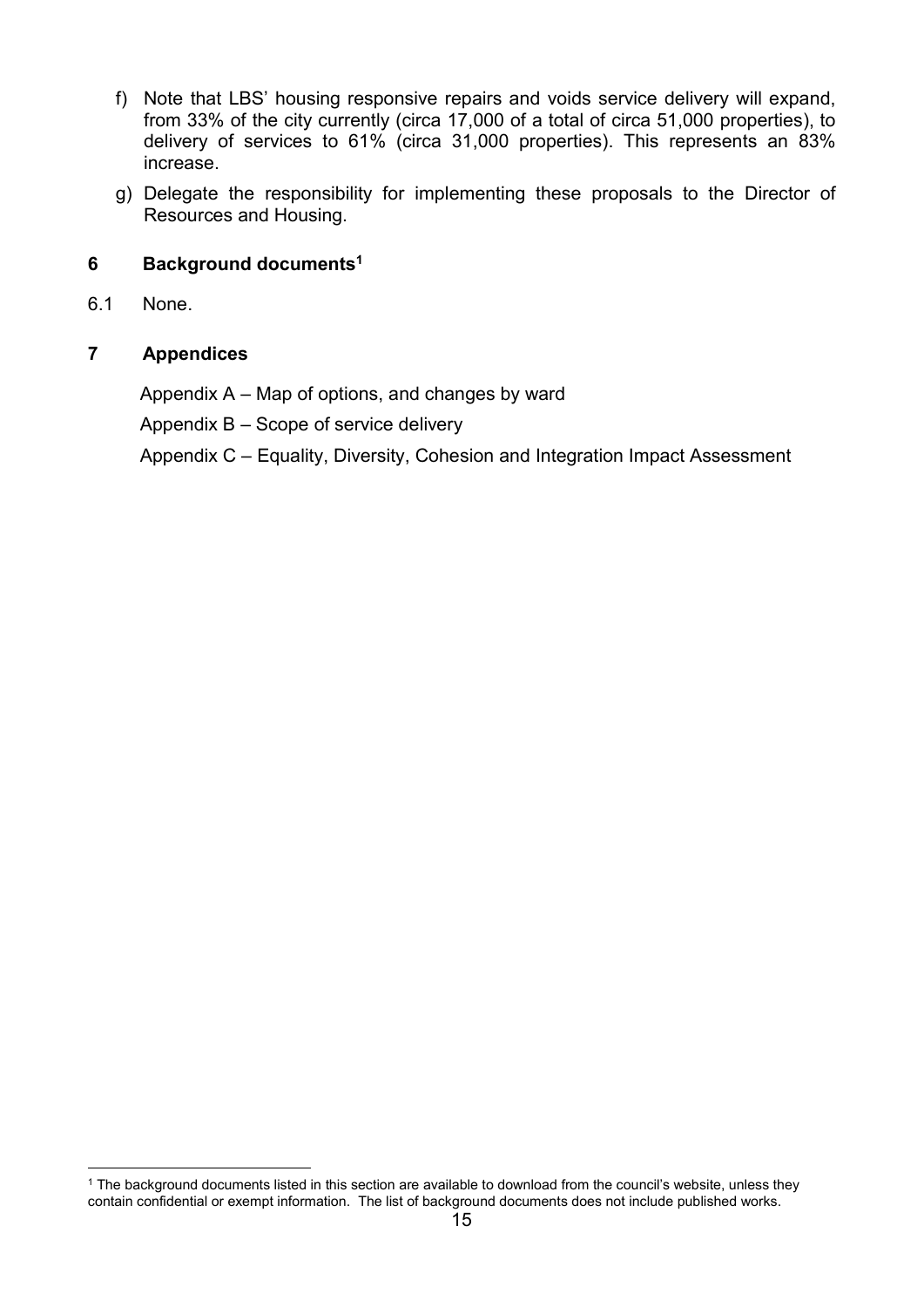f) Note that LBS' housing responsive repairs and voids service delivery will expand, from 33% of the city currently (circa 17,000 of a total of circa 51,000 properties), to delivery of services to 61% (circa 31,000 properties). This represents an 83% increase.

g) Delegate the responsibility for implementing these proposals to the Director of Resources and Housing.

## 6 Background documents[1]

6.1 None.

## 7 Appendices

Appendix A – Map of options, and changes by ward

Appendix B – Scope of service delivery

Appendix C – Equality, Diversity, Cohesion and Integration Impact Assessment

[1] The background documents listed in this section are available to download from the council's website, unless they contain confidential or exempt information. The list of background documents does not include published works.